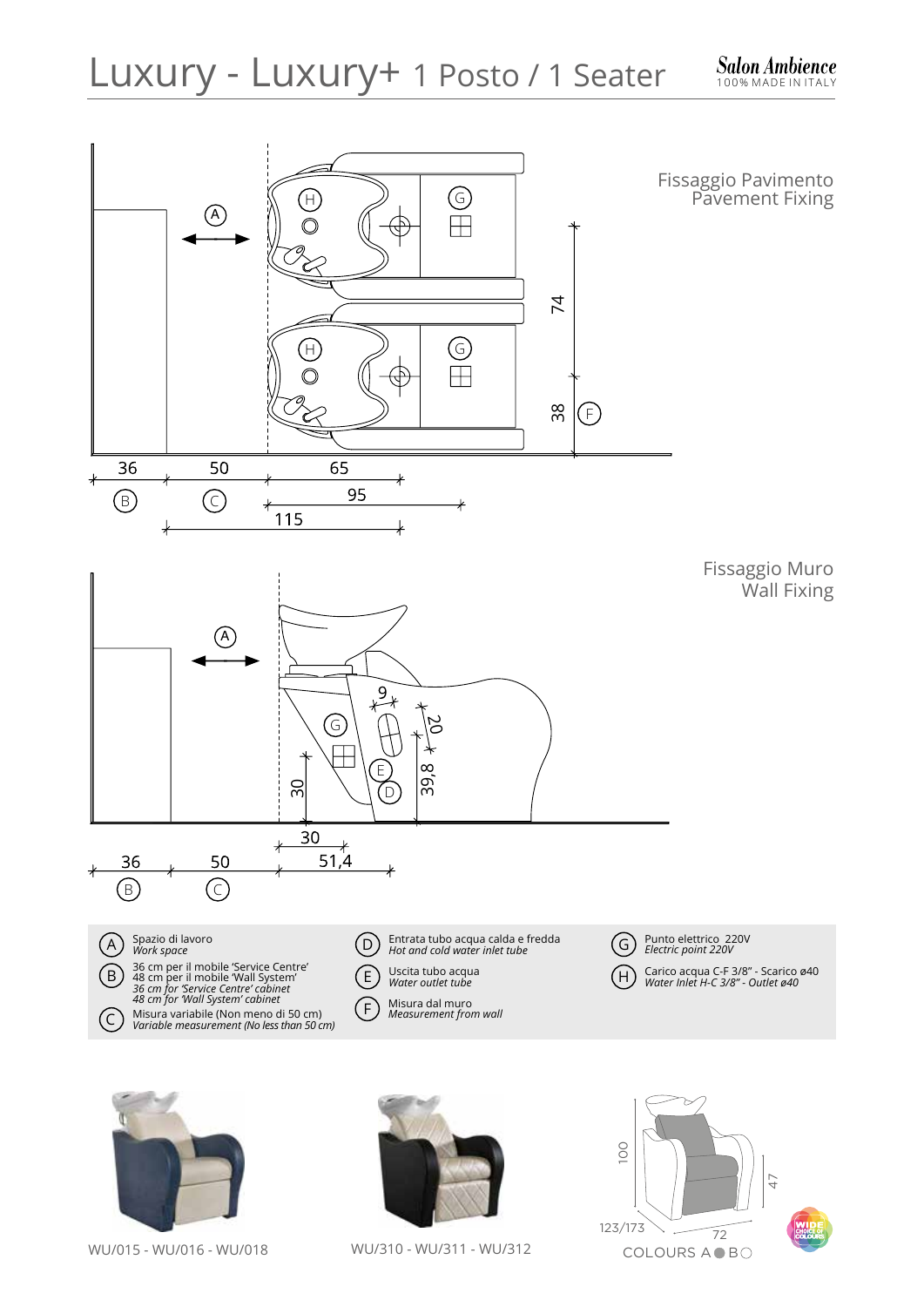# Luxury - Luxury+ 1 Posto / 1 Seater

Salon Ambience
100% MADE IN ITALY

## Fissaggio Pavimento
Pavement Fixing

A

H G

H G

74

38 F

36 50 65

B C 95

115

## Fissaggio Muro
Wall Fixing

A

9

20

G

E

30 39,8

D

30

36 50 51,4

B C

| | | | | | |
|---|---|---|---|---|---|
| A | Spazio di lavoro<br>*Work space* | D | Entrata tubo acqua calda e fredda<br>*Hot and cold water inlet tube* | G | Punto elettrico 220V<br>*Electric point 220V* |
| B | 36 cm per il mobile 'Service Centre'<br>48 cm per il mobile 'Wall System'<br>*36 cm for 'Service Centre' cabinet*<br>*48 cm for 'Wall System' cabinet* | E | Uscita tubo acqua<br>*Water outlet tube* | H | Carico acqua C-F 3/8" - Scarico ø40<br>*Water Inlet H-C 3/8" - Outlet ø40* |
| C | Misura variabile (Non meno di 50 cm)<br>*Variable measurement (No less than 50 cm)* | F | Misura dal muro<br>*Measurement from wall* | | |

WU/015 - WU/016 - WU/018

WU/310 - WU/311 - WU/312

100

47

123/173

72

COLOURS A ● B ○

WIDE CHOICE OF COLOURS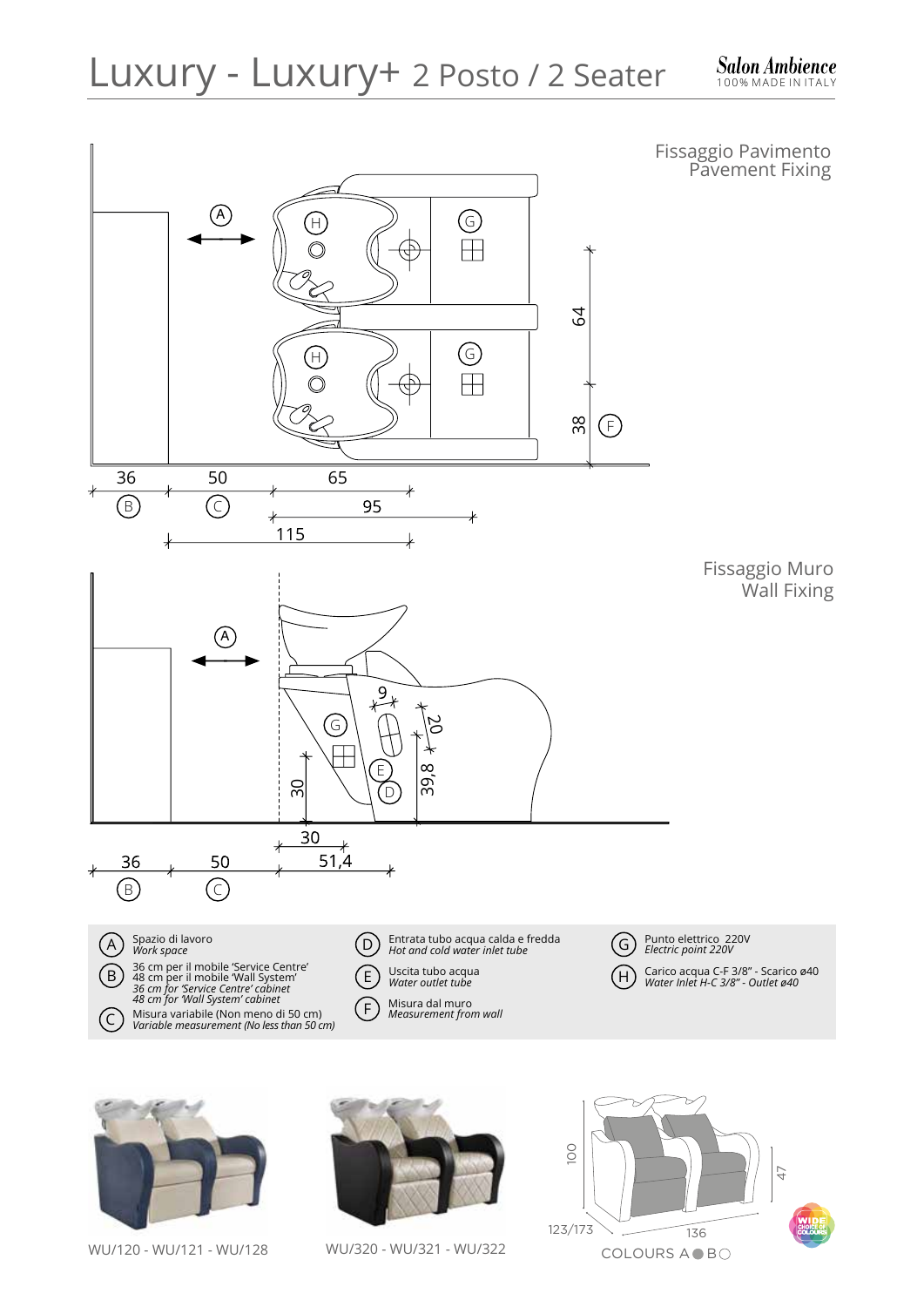# Luxury - Luxury+ 2 Posto / 2 Seater

Salon Ambience
100% MADE IN ITALY

## Fissaggio Pavimento
Pavement Fixing

## Fissaggio Muro
Wall Fixing

| | | | | | |
|---|---|---|---|---|---|
| A | Spazio di lavoro *Work space* | D | Entrata tubo acqua calda e fredda *Hot and cold water inlet tube* | G | Punto elettrico 220V *Electric point 220V* |
| B | 36 cm per il mobile 'Service Centre' 48 cm per il mobile 'Wall System' *36 cm for 'Service Centre' cabinet 48 cm for 'Wall System' cabinet* | E | Uscita tubo acqua *Water outlet tube* | H | Carico acqua C-F 3/8" - Scarico ø40 *Water Inlet H-C 3/8" - Outlet ø40* |
| C | Misura variabile (Non meno di 50 cm) *Variable measurement (No less than 50 cm)* | F | Misura dal muro *Measurement from wall* | | |

WU/120 - WU/121 - WU/128

WU/320 - WU/321 - WU/322

COLOURS A ● B ○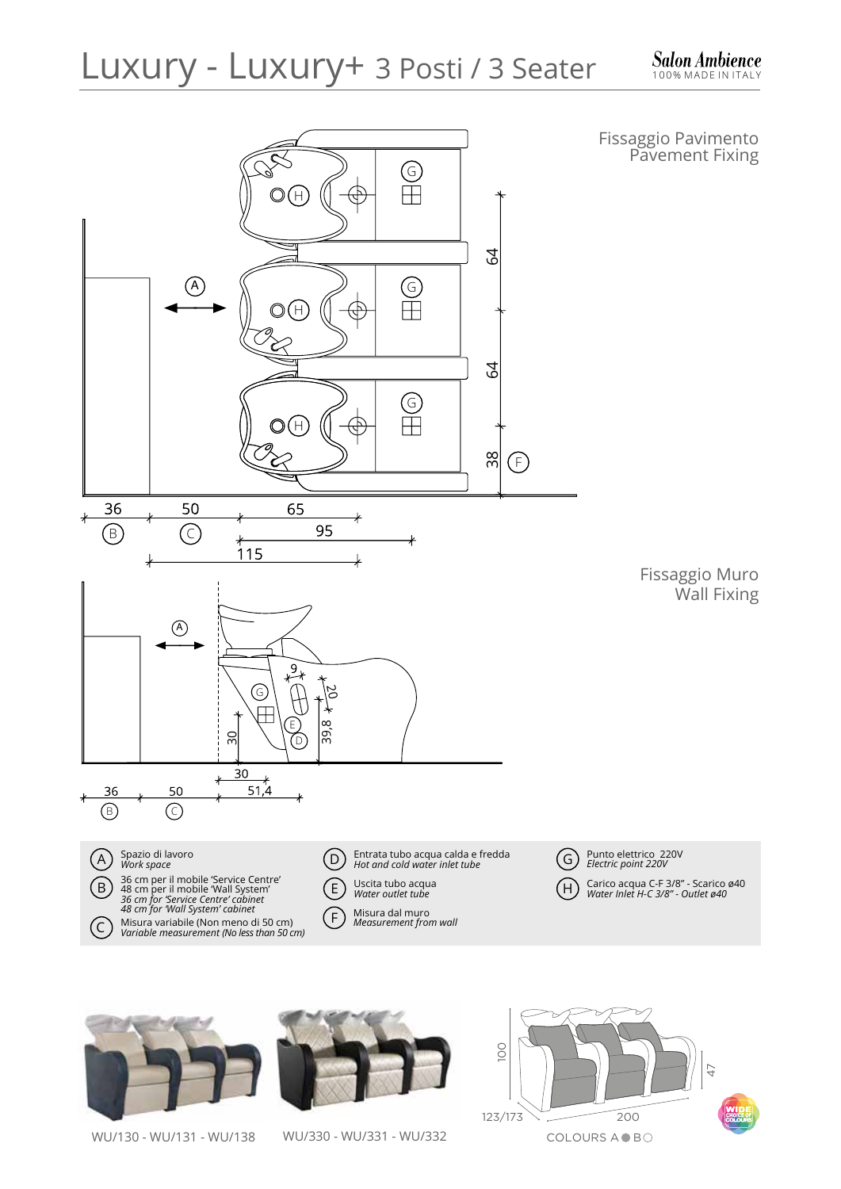# Luxury - Luxury+ 3 Posti / 3 Seater

Salon Ambience
100% MADE IN ITALY

Fissaggio Pavimento
Pavement Fixing

64
64
38 (F)
36 (B)
50 (C)
65
95
115

Fissaggio Muro
Wall Fixing

9
20
39,8
30
30
51,4
36 (B)
50 (C)

| | | | | | |
|---|---|---|---|---|---|
| (A) | Spazio di lavoro<br>*Work space* | (D) | Entrata tubo acqua calda e fredda<br>*Hot and cold water inlet tube* | (G) | Punto elettrico 220V<br>*Electric point 220V* |
| (B) | 36 cm per il mobile 'Service Centre'<br>48 cm per il mobile 'Wall System'<br>*36 cm for 'Service Centre' cabinet*<br>*48 cm for 'Wall System' cabinet* | (E) | Uscita tubo acqua<br>*Water outlet tube* | (H) | Carico acqua C-F 3/8" - Scarico ø40<br>*Water Inlet H-C 3/8" - Outlet ø40* |
| (C) | Misura variabile (Non meno di 50 cm)<br>*Variable measurement (No less than 50 cm)* | (F) | Misura dal muro<br>*Measurement from wall* | | |

WU/130 - WU/131 - WU/138

WU/330 - WU/331 - WU/332

100
47
123/173
200

COLOURS A ● B ○